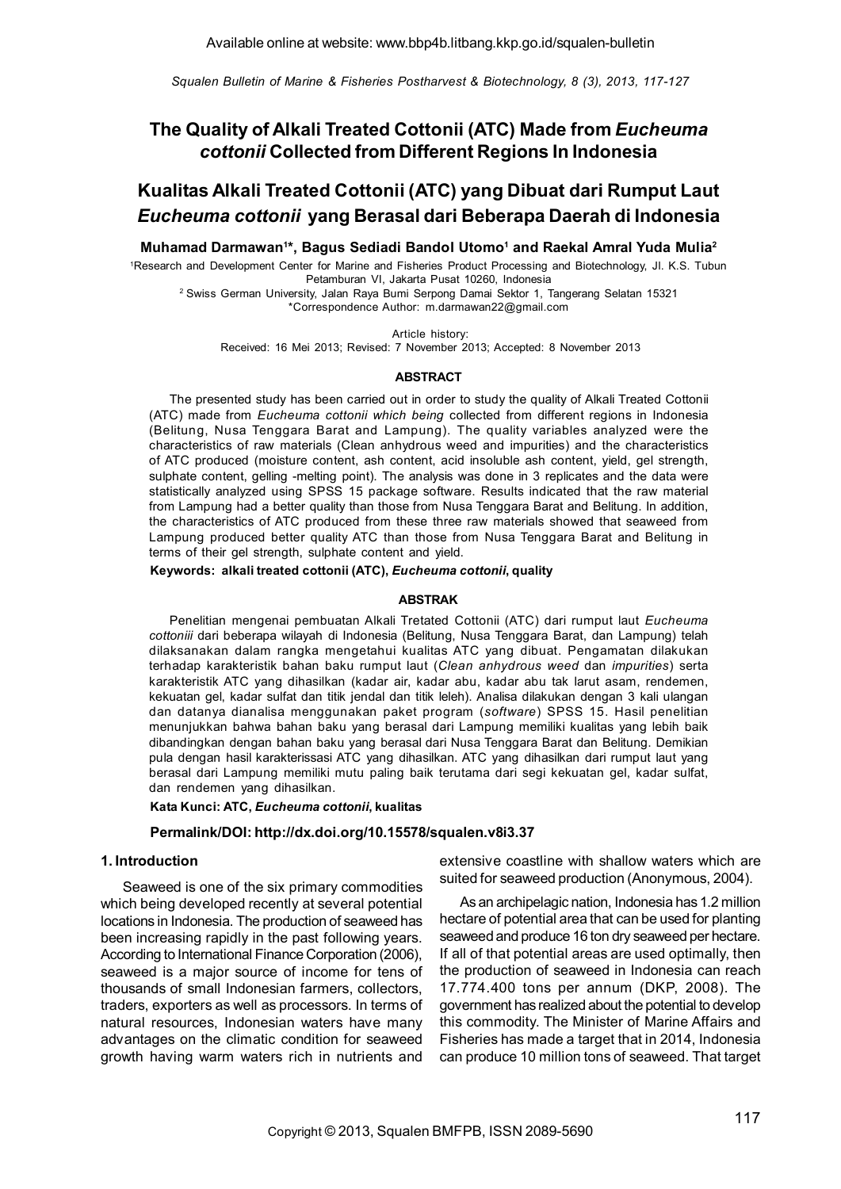Available online at website: www.bbp4b.litbang.kkp.go.id/squalen-bulletin

# The Quality of Alkali Treated Cottonii (ATC) Made from *Eucheuma cottonii* Collected from Different Regions In Indonesia

# Kualitas Alkali Treated Cottonii (ATC) yang Dibuat dari Rumput Laut *Eucheuma cottonii* yang Berasal dari Beberapa Daerah di Indonesia

**Muhamad Darmawan[1]\*, Bagus Sediadi Bandol Utomo[1] and Raekal Amral Yuda Mulia[2]**

[1]Research and Development Center for Marine and Fisheries Product Processing and Biotechnology, Jl. K.S. Tubun Petamburan VI, Jakarta Pusat 10260, Indonesia

[2] Swiss German University, Jalan Raya Bumi Serpong Damai Sektor 1, Tangerang Selatan 15321

*Correspondence Author: m.darmawan22@gmail.com

Article history:
Received: 16 Mei 2013; Revised: 7 November 2013; Accepted: 8 November 2013

## ABSTRACT

The presented study has been carried out in order to study the quality of Alkali Treated Cottonii (ATC) made from *Eucheuma cottonii which being* collected from different regions in Indonesia (Belitung, Nusa Tenggara Barat and Lampung). The quality variables analyzed were the characteristics of raw materials (Clean anhydrous weed and impurities) and the characteristics of ATC produced (moisture content, ash content, acid insoluble ash content, yield, gel strength, sulphate content, gelling -melting point). The analysis was done in 3 replicates and the data were statistically analyzed using SPSS 15 package software. Results indicated that the raw material from Lampung had a better quality than those from Nusa Tenggara Barat and Belitung. In addition, the characteristics of ATC produced from these three raw materials showed that seaweed from Lampung produced better quality ATC than those from Nusa Tenggara Barat and Belitung in terms of their gel strength, sulphate content and yield.

**Keywords: alkali treated cottonii (ATC), *Eucheuma cottonii*, quality**

## ABSTRAK

Penelitian mengenai pembuatan Alkali Tretated Cottonii (ATC) dari rumput laut *Eucheuma cottoniii* dari beberapa wilayah di Indonesia (Belitung, Nusa Tenggara Barat, dan Lampung) telah dilaksanakan dalam rangka mengetahui kualitas ATC yang dibuat. Pengamatan dilakukan terhadap karakteristik bahan baku rumput laut (*Clean anhydrous weed* dan *impurities*) serta karakteristik ATC yang dihasilkan (kadar air, kadar abu, kadar abu tak larut asam, rendemen, kekuatan gel, kadar sulfat dan titik jendal dan titik leleh). Analisa dilakukan dengan 3 kali ulangan dan datanya dianalisa menggunakan paket program (*software*) SPSS 15. Hasil penelitian menunjukkan bahwa bahan baku yang berasal dari Lampung memiliki kualitas yang lebih baik dibandingkan dengan bahan baku yang berasal dari Nusa Tenggara Barat dan Belitung. Demikian pula dengan hasil karakterissasi ATC yang dihasilkan. ATC yang dihasilkan dari rumput laut yang berasal dari Lampung memiliki mutu paling baik terutama dari segi kekuatan gel, kadar sulfat, dan rendemen yang dihasilkan.

**Kata Kunci: ATC, *Eucheuma cottonii*, kualitas**

**Permalink/DOI: http://dx.doi.org/10.15578/squalen.v8i3.37**

## 1. Introduction

Seaweed is one of the six primary commodities which being developed recently at several potential locations in Indonesia. The production of seaweed has been increasing rapidly in the past following years. According to International Finance Corporation (2006), seaweed is a major source of income for tens of thousands of small Indonesian farmers, collectors, traders, exporters as well as processors. In terms of natural resources, Indonesian waters have many advantages on the climatic condition for seaweed growth having warm waters rich in nutrients and extensive coastline with shallow waters which are suited for seaweed production (Anonymous, 2004).

As an archipelagic nation, Indonesia has 1.2 million hectare of potential area that can be used for planting seaweed and produce 16 ton dry seaweed per hectare. If all of that potential areas are used optimally, then the production of seaweed in Indonesia can reach 17.774.400 tons per annum (DKP, 2008). The government has realized about the potential to develop this commodity. The Minister of Marine Affairs and Fisheries has made a target that in 2014, Indonesia can produce 10 million tons of seaweed. That target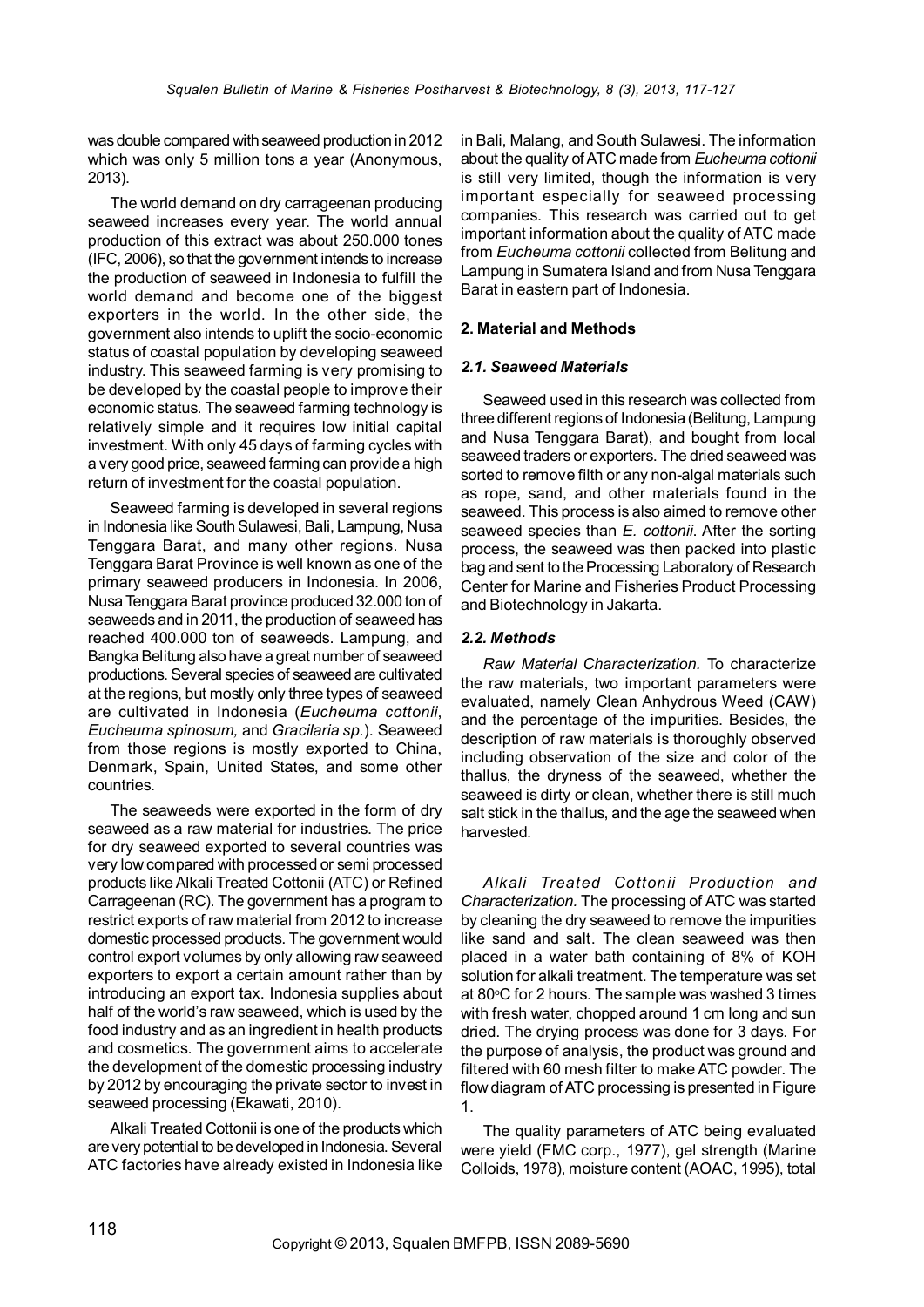was double compared with seaweed production in 2012 which was only 5 million tons a year (Anonymous, 2013).

The world demand on dry carrageenan producing seaweed increases every year. The world annual production of this extract was about 250.000 tones (IFC, 2006), so that the government intends to increase the production of seaweed in Indonesia to fulfill the world demand and become one of the biggest exporters in the world. In the other side, the government also intends to uplift the socio-economic status of coastal population by developing seaweed industry. This seaweed farming is very promising to be developed by the coastal people to improve their economic status. The seaweed farming technology is relatively simple and it requires low initial capital investment. With only 45 days of farming cycles with a very good price, seaweed farming can provide a high return of investment for the coastal population.

Seaweed farming is developed in several regions in Indonesia like South Sulawesi, Bali, Lampung, Nusa Tenggara Barat, and many other regions. Nusa Tenggara Barat Province is well known as one of the primary seaweed producers in Indonesia. In 2006, Nusa Tenggara Barat province produced 32.000 ton of seaweeds and in 2011, the production of seaweed has reached 400.000 ton of seaweeds. Lampung, and Bangka Belitung also have a great number of seaweed productions. Several species of seaweed are cultivated at the regions, but mostly only three types of seaweed are cultivated in Indonesia (*Eucheuma cottonii*, *Eucheuma spinosum,* and *Gracilaria sp.*). Seaweed from those regions is mostly exported to China, Denmark, Spain, United States, and some other countries.

The seaweeds were exported in the form of dry seaweed as a raw material for industries. The price for dry seaweed exported to several countries was very low compared with processed or semi processed products like Alkali Treated Cottonii (ATC) or Refined Carrageenan (RC). The government has a program to restrict exports of raw material from 2012 to increase domestic processed products. The government would control export volumes by only allowing raw seaweed exporters to export a certain amount rather than by introducing an export tax. Indonesia supplies about half of the world's raw seaweed, which is used by the food industry and as an ingredient in health products and cosmetics. The government aims to accelerate the development of the domestic processing industry by 2012 by encouraging the private sector to invest in seaweed processing (Ekawati, 2010).

Alkali Treated Cottonii is one of the products which are very potential to be developed in Indonesia. Several ATC factories have already existed in Indonesia like in Bali, Malang, and South Sulawesi. The information about the quality of ATC made from *Eucheuma cottonii* is still very limited, though the information is very important especially for seaweed processing companies. This research was carried out to get important information about the quality of ATC made from *Eucheuma cottonii* collected from Belitung and Lampung in Sumatera Island and from Nusa Tenggara Barat in eastern part of Indonesia.

## 2. Material and Methods

### *2.1. Seaweed Materials*

Seaweed used in this research was collected from three different regions of Indonesia (Belitung, Lampung and Nusa Tenggara Barat), and bought from local seaweed traders or exporters. The dried seaweed was sorted to remove filth or any non-algal materials such as rope, sand, and other materials found in the seaweed. This process is also aimed to remove other seaweed species than *E. cottonii*. After the sorting process, the seaweed was then packed into plastic bag and sent to the Processing Laboratory of Research Center for Marine and Fisheries Product Processing and Biotechnology in Jakarta.

### *2.2. Methods*

*Raw Material Characterization.* To characterize the raw materials, two important parameters were evaluated, namely Clean Anhydrous Weed (CAW) and the percentage of the impurities. Besides, the description of raw materials is thoroughly observed including observation of the size and color of the thallus, the dryness of the seaweed, whether the seaweed is dirty or clean, whether there is still much salt stick in the thallus, and the age the seaweed when harvested.

*Alkali Treated Cottonii Production and Characterization.* The processing of ATC was started by cleaning the dry seaweed to remove the impurities like sand and salt. The clean seaweed was then placed in a water bath containing of 8% of KOH solution for alkali treatment. The temperature was set at 80$^{o}$C for 2 hours. The sample was washed 3 times with fresh water, chopped around 1 cm long and sun dried. The drying process was done for 3 days. For the purpose of analysis, the product was ground and filtered with 60 mesh filter to make ATC powder. The flow diagram of ATC processing is presented in Figure 1.

The quality parameters of ATC being evaluated were yield (FMC corp., 1977), gel strength (Marine Colloids, 1978), moisture content (AOAC, 1995), total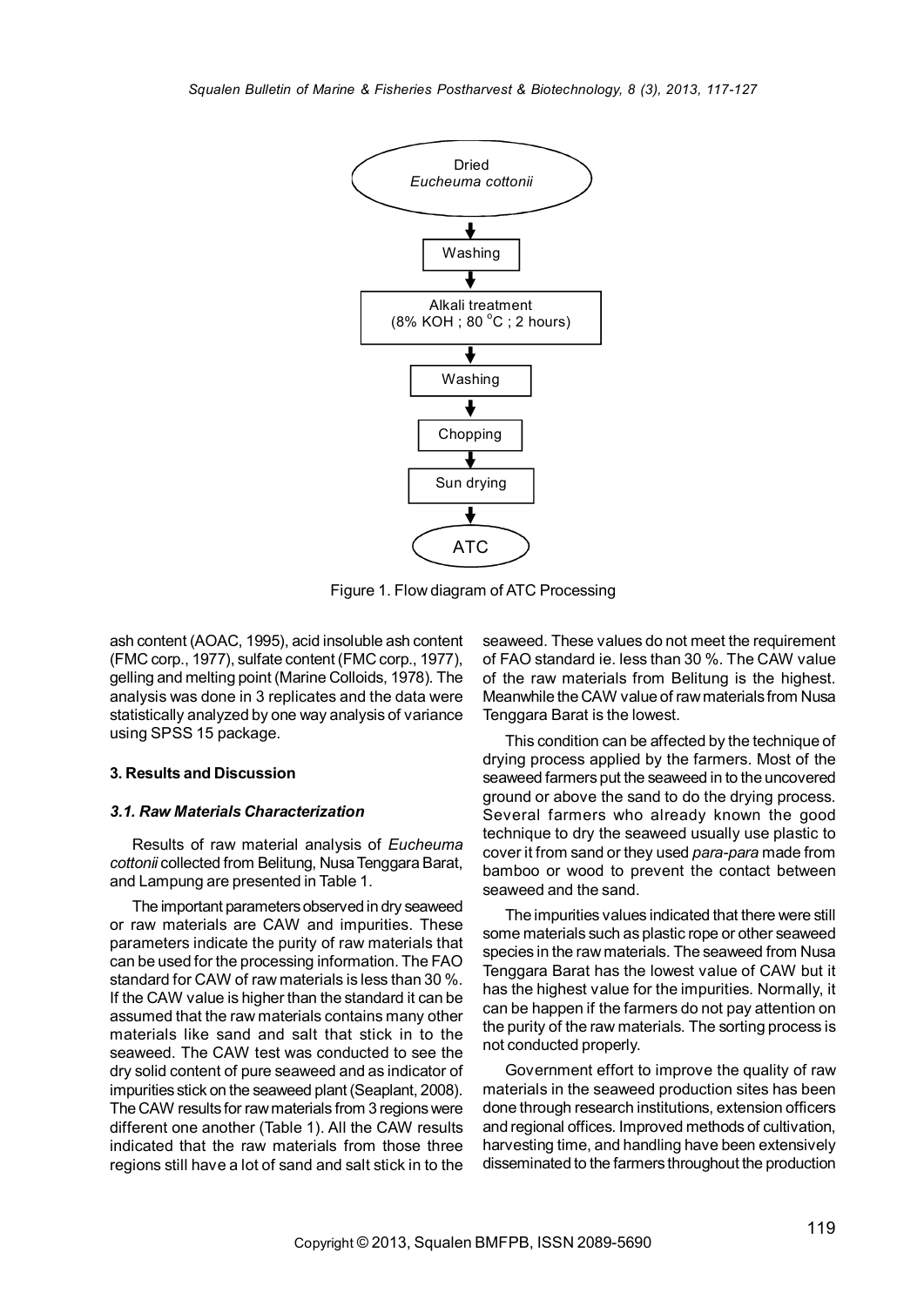Dried *Eucheuma cottonii*

↓

Washing

↓

Alkali treatment (8% KOH ; 80 °C ; 2 hours)

↓

Washing

↓

Chopping

↓

Sun drying

↓

ATC

Figure 1. Flow diagram of ATC Processing

ash content (AOAC, 1995), acid insoluble ash content (FMC corp., 1977), sulfate content (FMC corp., 1977), gelling and melting point (Marine Colloids, 1978). The analysis was done in 3 replicates and the data were statistically analyzed by one way analysis of variance using SPSS 15 package.

## 3. Results and Discussion

### *3.1. Raw Materials Characterization*

Results of raw material analysis of *Eucheuma cottonii* collected from Belitung, Nusa Tenggara Barat, and Lampung are presented in Table 1.

The important parameters observed in dry seaweed or raw materials are CAW and impurities. These parameters indicate the purity of raw materials that can be used for the processing information. The FAO standard for CAW of raw materials is less than 30 %. If the CAW value is higher than the standard it can be assumed that the raw materials contains many other materials like sand and salt that stick in to the seaweed. The CAW test was conducted to see the dry solid content of pure seaweed and as indicator of impurities stick on the seaweed plant (Seaplant, 2008). The CAW results for raw materials from 3 regions were different one another (Table 1). All the CAW results indicated that the raw materials from those three regions still have a lot of sand and salt stick in to the seaweed. These values do not meet the requirement of FAO standard ie. less than 30 %. The CAW value of the raw materials from Belitung is the highest. Meanwhile the CAW value of raw materials from Nusa Tenggara Barat is the lowest.

This condition can be affected by the technique of drying process applied by the farmers. Most of the seaweed farmers put the seaweed in to the uncovered ground or above the sand to do the drying process. Several farmers who already known the good technique to dry the seaweed usually use plastic to cover it from sand or they used *para-para* made from bamboo or wood to prevent the contact between seaweed and the sand.

The impurities values indicated that there were still some materials such as plastic rope or other seaweed species in the raw materials. The seaweed from Nusa Tenggara Barat has the lowest value of CAW but it has the highest value for the impurities. Normally, it can be happen if the farmers do not pay attention on the purity of the raw materials. The sorting process is not conducted properly.

Government effort to improve the quality of raw materials in the seaweed production sites has been done through research institutions, extension officers and regional offices. Improved methods of cultivation, harvesting time, and handling have been extensively disseminated to the farmers throughout the production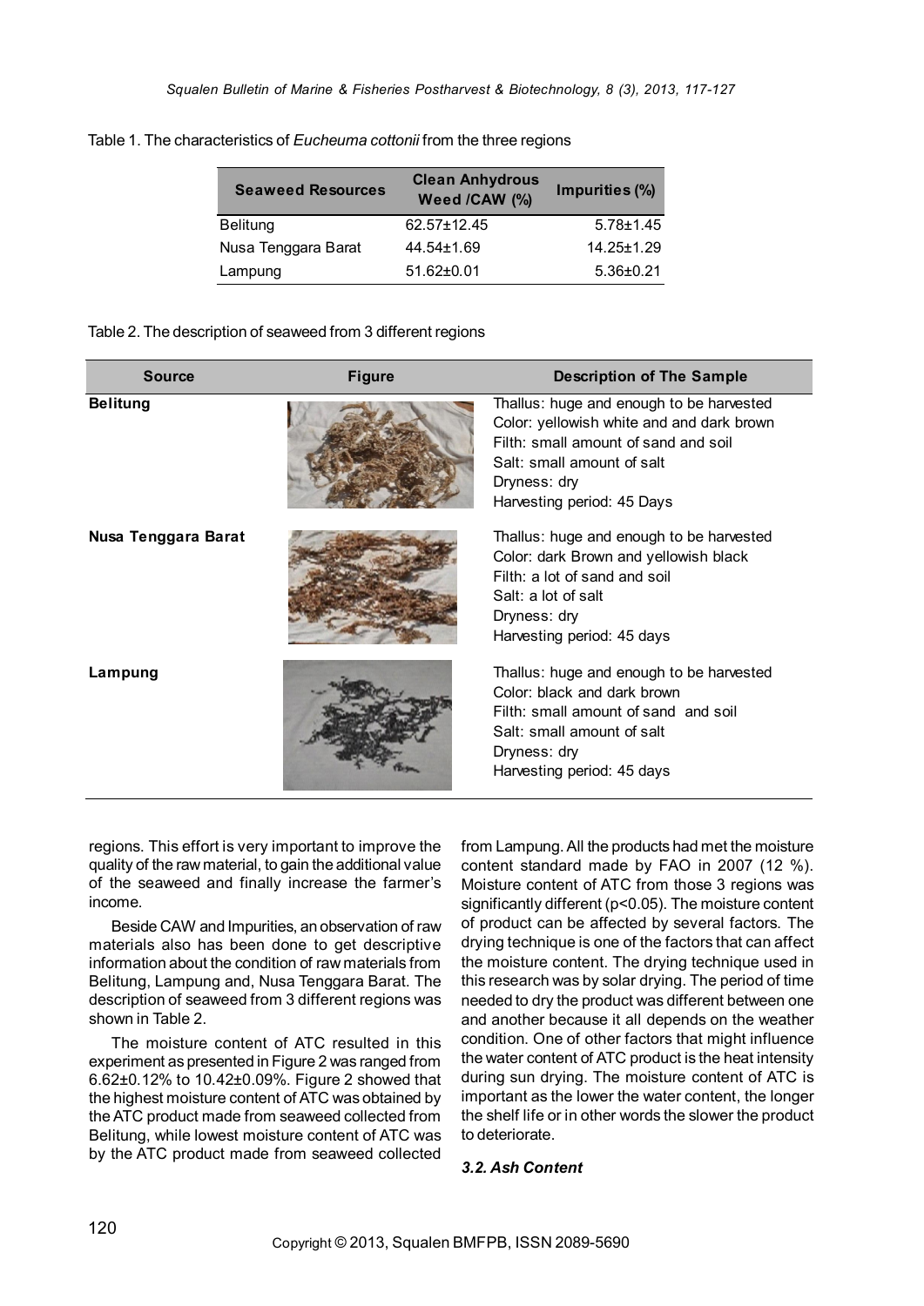Table 1. The characteristics of *Eucheuma cottonii* from the three regions

| Seaweed Resources | Clean Anhydrous Weed /CAW (%) | Impurities (%) |
|---|---|---|
| Belitung | 62.57±12.45 | 5.78±1.45 |
| Nusa Tenggara Barat | 44.54±1.69 | 14.25±1.29 |
| Lampung | 51.62±0.01 | 5.36±0.21 |

Table 2. The description of seaweed from 3 different regions

| Source | Figure | Description of The Sample |
|---|---|---|
| **Belitung** | | Thallus: huge and enough to be harvested<br>Color: yellowish white and and dark brown<br>Filth: small amount of sand and soil<br>Salt: small amount of salt<br>Dryness: dry<br>Harvesting period: 45 Days |
| **Nusa Tenggara Barat** | | Thallus: huge and enough to be harvested<br>Color: dark Brown and yellowish black<br>Filth: a lot of sand and soil<br>Salt: a lot of salt<br>Dryness: dry<br>Harvesting period: 45 days |
| **Lampung** | | Thallus: huge and enough to be harvested<br>Color: black and dark brown<br>Filth: small amount of sand and soil<br>Salt: small amount of salt<br>Dryness: dry<br>Harvesting period: 45 days |

regions. This effort is very important to improve the quality of the raw material, to gain the additional value of the seaweed and finally increase the farmer's income.

Beside CAW and Impurities, an observation of raw materials also has been done to get descriptive information about the condition of raw materials from Belitung, Lampung and, Nusa Tenggara Barat. The description of seaweed from 3 different regions was shown in Table 2.

The moisture content of ATC resulted in this experiment as presented in Figure 2 was ranged from 6.62±0.12% to 10.42±0.09%. Figure 2 showed that the highest moisture content of ATC was obtained by the ATC product made from seaweed collected from Belitung, while lowest moisture content of ATC was by the ATC product made from seaweed collected from Lampung. All the products had met the moisture content standard made by FAO in 2007 (12 %). Moisture content of ATC from those 3 regions was significantly different ($p<0.05$). The moisture content of product can be affected by several factors. The drying technique is one of the factors that can affect the moisture content. The drying technique used in this research was by solar drying. The period of time needed to dry the product was different between one and another because it all depends on the weather condition. One of other factors that might influence the water content of ATC product is the heat intensity during sun drying. The moisture content of ATC is important as the lower the water content, the longer the shelf life or in other words the slower the product to deteriorate.

### *3.2. Ash Content*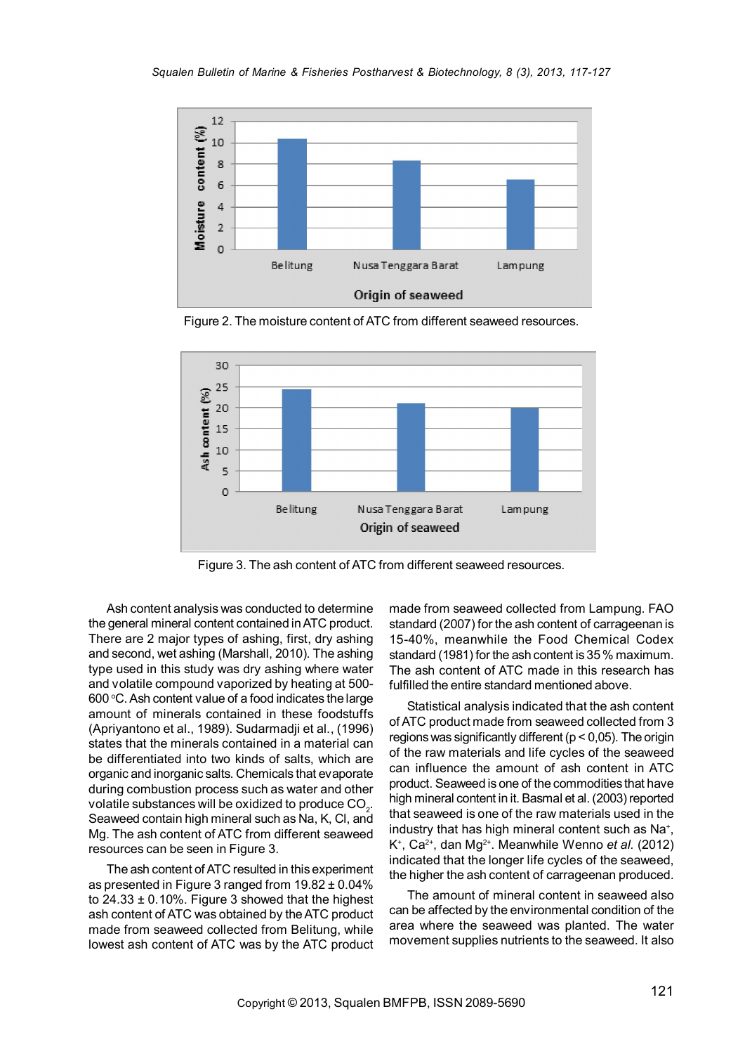Figure 2. The moisture content of ATC from different seaweed resources.

Figure 3. The ash content of ATC from different seaweed resources.

Ash content analysis was conducted to determine the general mineral content contained in ATC product. There are 2 major types of ashing, first, dry ashing and second, wet ashing (Marshall, 2010). The ashing type used in this study was dry ashing where water and volatile compound vaporized by heating at 500-600 °C. Ash content value of a food indicates the large amount of minerals contained in these foodstuffs (Apriyantono et al., 1989). Sudarmadji et al., (1996) states that the minerals contained in a material can be differentiated into two kinds of salts, which are organic and inorganic salts. Chemicals that evaporate during combustion process such as water and other volatile substances will be oxidized to produce $CO_2$. Seaweed contain high mineral such as Na, K, Cl, and Mg. The ash content of ATC from different seaweed resources can be seen in Figure 3.

The ash content of ATC resulted in this experiment as presented in Figure 3 ranged from 19.82 ± 0.04% to 24.33 ± 0.10%. Figure 3 showed that the highest ash content of ATC was obtained by the ATC product made from seaweed collected from Belitung, while lowest ash content of ATC was by the ATC product made from seaweed collected from Lampung. FAO standard (2007) for the ash content of carrageenan is 15-40%, meanwhile the Food Chemical Codex standard (1981) for the ash content is 35 % maximum. The ash content of ATC made in this research has fulfilled the entire standard mentioned above.

Statistical analysis indicated that the ash content of ATC product made from seaweed collected from 3 regions was significantly different ($p < 0,05$). The origin of the raw materials and life cycles of the seaweed can influence the amount of ash content in ATC product. Seaweed is one of the commodities that have high mineral content in it. Basmal et al. (2003) reported that seaweed is one of the raw materials used in the industry that has high mineral content such as $Na^+$, $K^+$, $Ca^{2+}$, dan $Mg^{2+}$. Meanwhile Wenno *et al.* (2012) indicated that the longer life cycles of the seaweed, the higher the ash content of carrageenan produced.

The amount of mineral content in seaweed also can be affected by the environmental condition of the area where the seaweed was planted. The water movement supplies nutrients to the seaweed. It also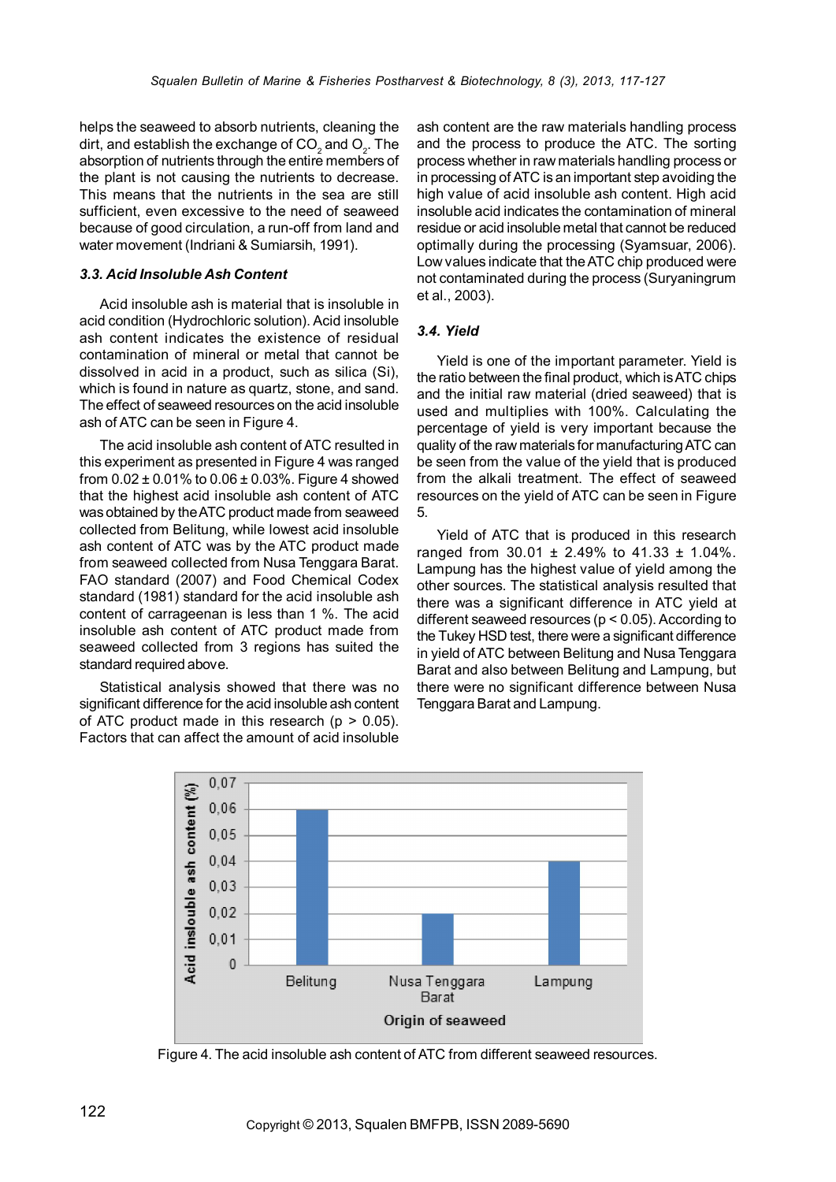helps the seaweed to absorb nutrients, cleaning the dirt, and establish the exchange of $CO_2$ and $O_2$. The absorption of nutrients through the entire members of the plant is not causing the nutrients to decrease. This means that the nutrients in the sea are still sufficient, even excessive to the need of seaweed because of good circulation, a run-off from land and water movement (Indriani & Sumiarsih, 1991).

### *3.3. Acid Insoluble Ash Content*

Acid insoluble ash is material that is insoluble in acid condition (Hydrochloric solution). Acid insoluble ash content indicates the existence of residual contamination of mineral or metal that cannot be dissolved in acid in a product, such as silica (Si), which is found in nature as quartz, stone, and sand. The effect of seaweed resources on the acid insoluble ash of ATC can be seen in Figure 4.

The acid insoluble ash content of ATC resulted in this experiment as presented in Figure 4 was ranged from 0.02 ± 0.01% to 0.06 ± 0.03%. Figure 4 showed that the highest acid insoluble ash content of ATC was obtained by the ATC product made from seaweed collected from Belitung, while lowest acid insoluble ash content of ATC was by the ATC product made from seaweed collected from Nusa Tenggara Barat. FAO standard (2007) and Food Chemical Codex standard (1981) standard for the acid insoluble ash content of carrageenan is less than 1 %. The acid insoluble ash content of ATC product made from seaweed collected from 3 regions has suited the standard required above.

Statistical analysis showed that there was no significant difference for the acid insoluble ash content of ATC product made in this research ($p > 0.05$). Factors that can affect the amount of acid insoluble ash content are the raw materials handling process and the process to produce the ATC. The sorting process whether in raw materials handling process or in processing of ATC is an important step avoiding the high value of acid insoluble ash content. High acid insoluble acid indicates the contamination of mineral residue or acid insoluble metal that cannot be reduced optimally during the processing (Syamsuar, 2006). Low values indicate that the ATC chip produced were not contaminated during the process (Suryaningrum et al., 2003).

### *3.4. Yield*

Yield is one of the important parameter. Yield is the ratio between the final product, which is ATC chips and the initial raw material (dried seaweed) that is used and multiplies with 100%. Calculating the percentage of yield is very important because the quality of the raw materials for manufacturing ATC can be seen from the value of the yield that is produced from the alkali treatment. The effect of seaweed resources on the yield of ATC can be seen in Figure 5.

Yield of ATC that is produced in this research ranged from 30.01 ± 2.49% to 41.33 ± 1.04%. Lampung has the highest value of yield among the other sources. The statistical analysis resulted that there was a significant difference in ATC yield at different seaweed resources ($p < 0.05$). According to the Tukey HSD test, there were a significant difference in yield of ATC between Belitung and Nusa Tenggara Barat and also between Belitung and Lampung, but there were no significant difference between Nusa Tenggara Barat and Lampung.

Figure 4. The acid insoluble ash content of ATC from different seaweed resources.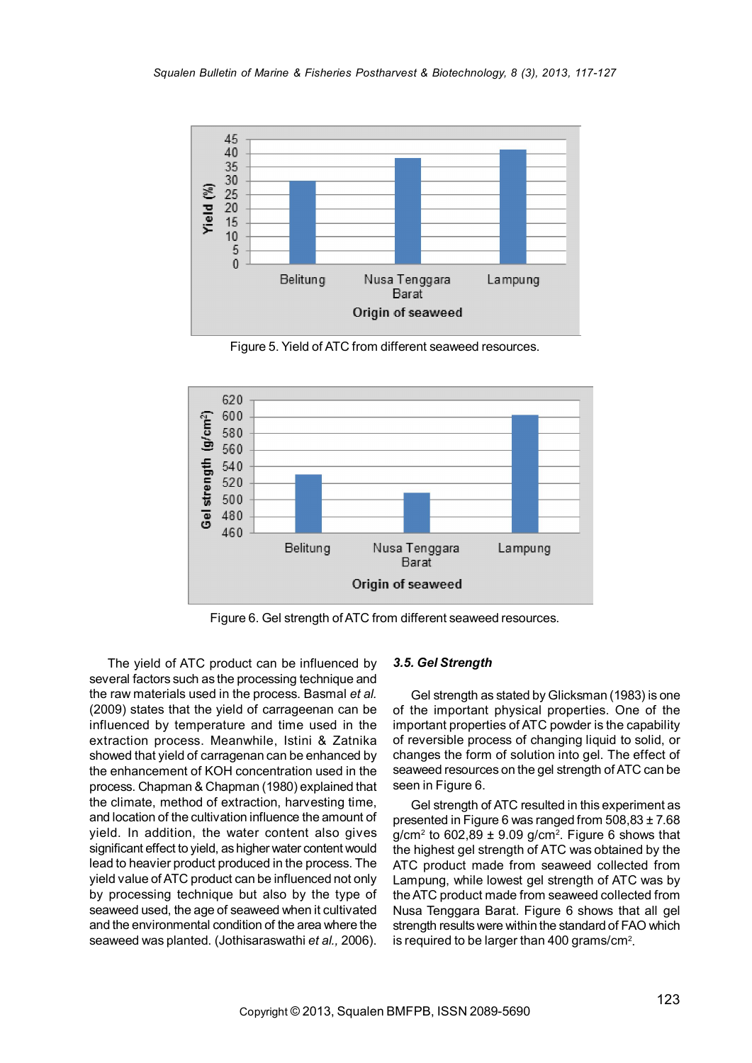Figure 5. Yield of ATC from different seaweed resources.

Figure 6. Gel strength of ATC from different seaweed resources.

The yield of ATC product can be influenced by several factors such as the processing technique and the raw materials used in the process. Basmal *et al.* (2009) states that the yield of carrageenan can be influenced by temperature and time used in the extraction process. Meanwhile, Istini & Zatnika showed that yield of carragenan can be enhanced by the enhancement of KOH concentration used in the process. Chapman & Chapman (1980) explained that the climate, method of extraction, harvesting time, and location of the cultivation influence the amount of yield. In addition, the water content also gives significant effect to yield, as higher water content would lead to heavier product produced in the process. The yield value of ATC product can be influenced not only by processing technique but also by the type of seaweed used, the age of seaweed when it cultivated and the environmental condition of the area where the seaweed was planted. (Jothisaraswathi *et al.,* 2006).

### *3.5. Gel Strength*

Gel strength as stated by Glicksman (1983) is one of the important physical properties. One of the important properties of ATC powder is the capability of reversible process of changing liquid to solid, or changes the form of solution into gel. The effect of seaweed resources on the gel strength of ATC can be seen in Figure 6.

Gel strength of ATC resulted in this experiment as presented in Figure 6 was ranged from 508,83 ± 7.68 g/cm$^2$ to 602,89 ± 9.09 g/cm$^2$. Figure 6 shows that the highest gel strength of ATC was obtained by the ATC product made from seaweed collected from Lampung, while lowest gel strength of ATC was by the ATC product made from seaweed collected from Nusa Tenggara Barat. Figure 6 shows that all gel strength results were within the standard of FAO which is required to be larger than 400 grams/cm$^2$.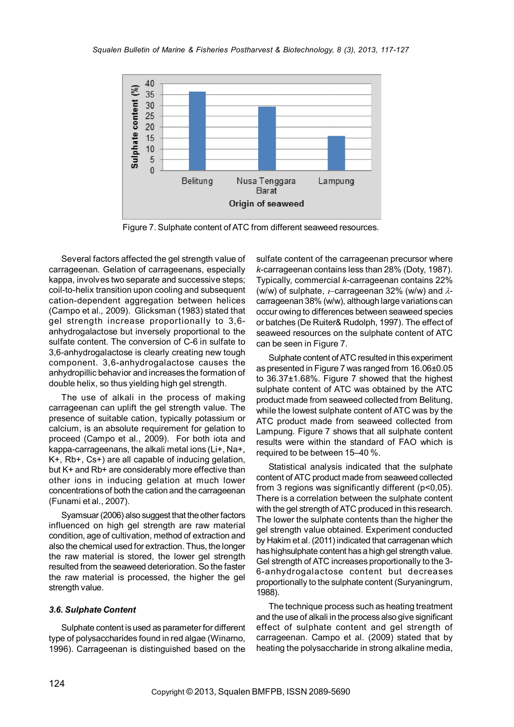Figure 7. Sulphate content of ATC from different seaweed resources.

Several factors affected the gel strength value of carrageenan. Gelation of carrageenans, especially kappa, involves two separate and successive steps; coil-to-helix transition upon cooling and subsequent cation-dependent aggregation between helices (Campo et al*.,* 2009). Glicksman (1983) stated that gel strength increase proportionally to 3,6-anhydrogalactose but inversely proportional to the sulfate content. The conversion of C-6 in sulfate to 3,6-anhydrogalactose is clearly creating new tough component. 3,6-anhydrogalactose causes the anhydropillic behavior and increases the formation of double helix, so thus yielding high gel strength.

The use of alkali in the process of making carrageenan can uplift the gel strength value. The presence of suitable cation, typically potassium or calcium, is an absolute requirement for gelation to proceed (Campo et al., 2009). For both iota and kappa-carrageenans, the alkali metal ions ($Li^+$, $Na^+$, $K^+$, $Rb^+$, $Cs^+$) are all capable of inducing gelation, but $K^+$ and $Rb^+$ are considerably more effective than other ions in inducing gelation at much lower concentrations of both the cation and the carrageenan (Funami et al., 2007).

Syamsuar (2006) also suggest that the other factors influenced on high gel strength are raw material condition, age of cultivation, method of extraction and also the chemical used for extraction. Thus, the longer the raw material is stored, the lower gel strength resulted from the seaweed deterioration. So the faster the raw material is processed, the higher the gel strength value.

### *3.6. Sulphate Content*

Sulphate content is used as parameter for different type of polysaccharides found in red algae (Winarno, 1996). Carrageenan is distinguished based on the sulfate content of the carrageenan precursor where *k*-carrageenan contains less than 28% (Doty, 1987). Typically, commercial *k*-carrageenan contains 22% (w/w) of sulphate, $\iota$–carrageenan 32% (w/w) and $\lambda$-carrageenan 38% (w/w), although large variations can occur owing to differences between seaweed species or batches (De Ruiter& Rudolph, 1997). The effect of seaweed resources on the sulphate content of ATC can be seen in Figure 7.

Sulphate content of ATC resulted in this experiment as presented in Figure 7 was ranged from 16.06±0.05 to 36.37±1.68%. Figure 7 showed that the highest sulphate content of ATC was obtained by the ATC product made from seaweed collected from Belitung, while the lowest sulphate content of ATC was by the ATC product made from seaweed collected from Lampung. Figure 7 shows that all sulphate content results were within the standard of FAO which is required to be between 15–40 %.

Statistical analysis indicated that the sulphate content of ATC product made from seaweed collected from 3 regions was significantly different ($p<0,05$). There is a correlation between the sulphate content with the gel strength of ATC produced in this research. The lower the sulphate contents than the higher the gel strength value obtained. Experiment conducted by Hakim et al. (2011) indicated that carragenan which has highsulphate content has a high gel strength value. Gel strength of ATC increases proportionally to the 3-6-anhydrogalactose content but decreases proportionally to the sulphate content (Suryaningrum, 1988).

The technique process such as heating treatment and the use of alkali in the process also give significant effect of sulphate content and gel strength of carrageenan. Campo et al. (2009) stated that by heating the polysaccharide in strong alkaline media,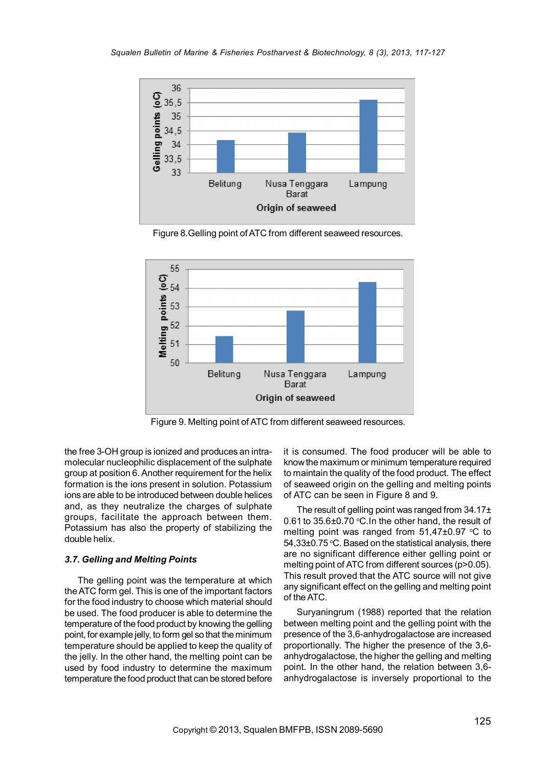Figure 8.Gelling point of ATC from different seaweed resources.

Figure 9. Melting point of ATC from different seaweed resources.

the free 3-OH group is ionized and produces an intra-molecular nucleophilic displacement of the sulphate group at position 6. Another requirement for the helix formation is the ions present in solution. Potassium ions are able to be introduced between double helices and, as they neutralize the charges of sulphate groups, facilitate the approach between them. Potassium has also the property of stabilizing the double helix.

### *3.7. Gelling and Melting Points*

The gelling point was the temperature at which the ATC form gel. This is one of the important factors for the food industry to choose which material should be used. The food producer is able to determine the temperature of the food product by knowing the gelling point, for example jelly, to form gel so that the minimum temperature should be applied to keep the quality of the jelly. In the other hand, the melting point can be used by food industry to determine the maximum temperature the food product that can be stored before it is consumed. The food producer will be able to know the maximum or minimum temperature required to maintain the quality of the food product. The effect of seaweed origin on the gelling and melting points of ATC can be seen in Figure 8 and 9.

The result of gelling point was ranged from 34.17± 0.61 to 35.6±0.70 °C.In the other hand, the result of melting point was ranged from 51,47±0.97 °C to 54,33±0.75 °C. Based on the statistical analysis, there are no significant difference either gelling point or melting point of ATC from different sources ($p>0.05$). This result proved that the ATC source will not give any significant effect on the gelling and melting point of the ATC.

Suryaningrum (1988) reported that the relation between melting point and the gelling point with the presence of the 3,6-anhydrogalactose are increased proportionally. The higher the presence of the 3,6-anhydrogalactose, the higher the gelling and melting point. In the other hand, the relation between 3,6-anhydrogalactose is inversely proportional to the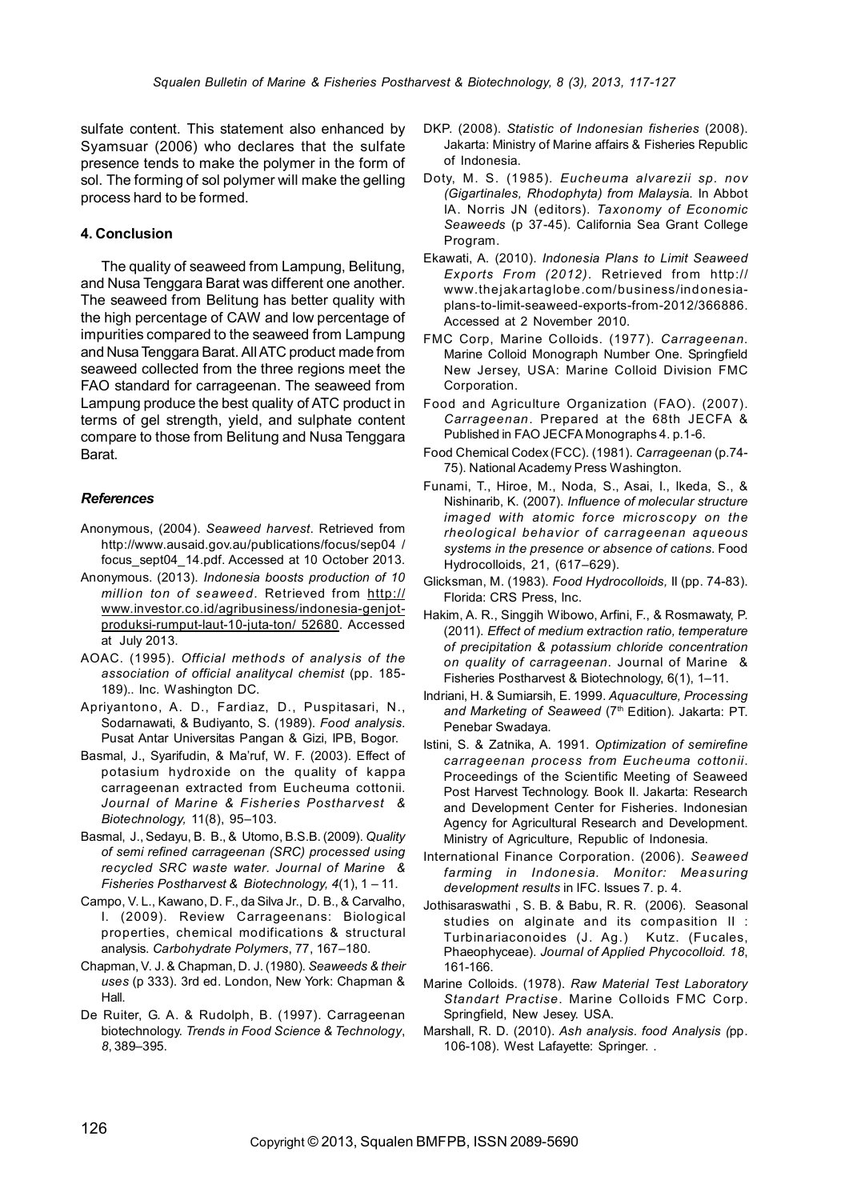sulfate content. This statement also enhanced by Syamsuar (2006) who declares that the sulfate presence tends to make the polymer in the form of sol. The forming of sol polymer will make the gelling process hard to be formed.

## 4. Conclusion

The quality of seaweed from Lampung, Belitung, and Nusa Tenggara Barat was different one another. The seaweed from Belitung has better quality with the high percentage of CAW and low percentage of impurities compared to the seaweed from Lampung and Nusa Tenggara Barat. All ATC product made from seaweed collected from the three regions meet the FAO standard for carrageenan. The seaweed from Lampung produce the best quality of ATC product in terms of gel strength, yield, and sulphate content compare to those from Belitung and Nusa Tenggara Barat.

## *References*

Anonymous, (2004). *Seaweed harvest*. Retrieved from http://www.ausaid.gov.au/publications/focus/sep04 / focus_sept04_14.pdf. Accessed at 10 October 2013.

Anonymous. (2013). *Indonesia boosts production of 10 million ton of seaweed*. Retrieved from http://www.investor.co.id/agribusiness/indonesia-genjot-produksi-rumput-laut-10-juta-ton/ 52680. Accessed at July 2013.

AOAC. (1995). *Official methods of analysis of the association of official analitycal chemist* (pp. 185-189).. Inc. Washington DC.

Apriyantono, A. D., Fardiaz, D., Puspitasari, N., Sodarnawati, & Budiyanto, S. (1989). *Food analysis*. Pusat Antar Universitas Pangan & Gizi, IPB, Bogor.

Basmal, J., Syarifudin, & Ma'ruf, W. F. (2003). Effect of potasium hydroxide on the quality of kappa carrageenan extracted from Eucheuma cottonii. *Journal of Marine & Fisheries Postharvest & Biotechnology,* 11(8), 95–103.

Basmal, J., Sedayu, B. B., & Utomo, B.S.B. (2009). *Quality of semi refined carrageenan (SRC) processed using recycled SRC waste water. Journal of Marine & Fisheries Postharvest & Biotechnology, 4*(1), 1 – 11.

Campo, V. L., Kawano, D. F., da Silva Jr., D. B., & Carvalho, I. (2009). Review Carrageenans: Biological properties, chemical modifications & structural analysis. *Carbohydrate Polymers*, 77, 167–180.

Chapman, V. J. & Chapman, D. J. (1980). *Seaweeds & their uses* (p 333). 3rd ed. London, New York: Chapman & Hall.

De Ruiter, G. A. & Rudolph, B. (1997). Carrageenan biotechnology. *Trends in Food Science & Technology*, *8*, 389–395.

DKP. (2008). *Statistic of Indonesian fisheries* (2008). Jakarta: Ministry of Marine affairs & Fisheries Republic of Indonesia.

Doty, M. S. (1985). *Eucheuma alvarezii sp. nov (Gigartinales, Rhodophyta) from Malaysia*. In Abbot IA. Norris JN (editors). *Taxonomy of Economic Seaweeds* (p 37-45). California Sea Grant College Program.

Ekawati, A. (2010). *Indonesia Plans to Limit Seaweed Exports From (2012)*. Retrieved from http://www.thejakartaglobe.com/business/indonesia-plans-to-limit-seaweed-exports-from-2012/366886. Accessed at 2 November 2010.

FMC Corp, Marine Colloids. (1977). *Carrageenan.* Marine Colloid Monograph Number One. Springfield New Jersey, USA: Marine Colloid Division FMC Corporation.

Food and Agriculture Organization (FAO). (2007). *Carrageenan*. Prepared at the 68th JECFA & Published in FAO JECFA Monographs 4. p.1-6.

Food Chemical Codex (FCC). (1981). *Carrageenan* (p.74-75). National Academy Press Washington.

Funami, T., Hiroe, M., Noda, S., Asai, I., Ikeda, S., & Nishinarib, K. (2007). *Influence of molecular structure imaged with atomic force microscopy on the rheological behavior of carrageenan aqueous systems in the presence or absence of cations*. Food Hydrocolloids, 21, (617–629).

Glicksman, M. (1983). *Food Hydrocolloids,* II (pp. 74-83). Florida: CRS Press, Inc.

Hakim, A. R., Singgih Wibowo, Arfini, F., & Rosmawaty, P. (2011). *Effect of medium extraction ratio, temperature of precipitation & potassium chloride concentration on quality of carrageenan*. Journal of Marine & Fisheries Postharvest & Biotechnology, 6(1), 1–11.

Indriani, H. & Sumiarsih, E. 1999. *Aquaculture, Processing and Marketing of Seaweed* (7th Edition). Jakarta: PT. Penebar Swadaya.

Istini, S. & Zatnika, A. 1991. *Optimization of semirefine carrageenan process from Eucheuma cottonii*. Proceedings of the Scientific Meeting of Seaweed Post Harvest Technology. Book II. Jakarta: Research and Development Center for Fisheries. Indonesian Agency for Agricultural Research and Development. Ministry of Agriculture, Republic of Indonesia.

International Finance Corporation. (2006). *Seaweed farming in Indonesia. Monitor: Measuring development results* in IFC. Issues 7. p. 4.

Jothisaraswathi , S. B. & Babu, R. R. (2006). Seasonal studies on alginate and its compasition II : Turbinariaconoides (J. Ag.) Kutz. (Fucales, Phaeophyceae). *Journal of Applied Phycocolloid. 18*, 161-166.

Marine Colloids. (1978). *Raw Material Test Laboratory Standart Practise*. Marine Colloids FMC Corp. Springfield, New Jesey. USA.

Marshall, R. D. (2010). *Ash analysis. food Analysis (*pp. 106-108). West Lafayette: Springer. .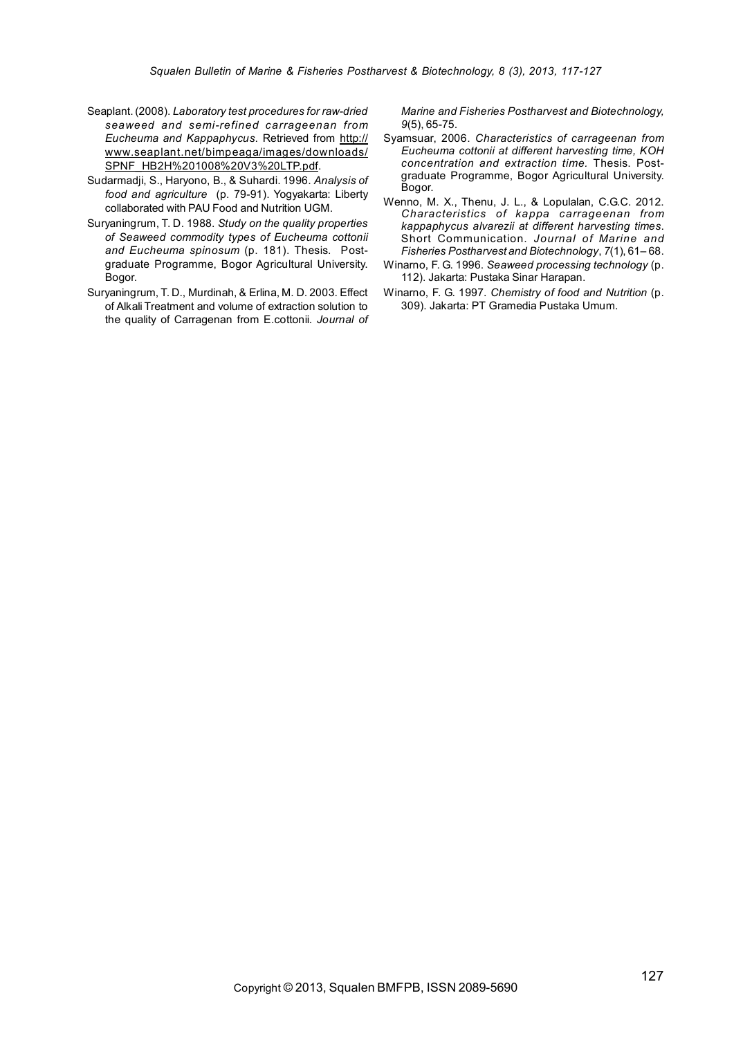Seaplant. (2008). *Laboratory test procedures for raw-dried seaweed and semi-refined carrageenan from Eucheuma and Kappaphycus*. Retrieved from http://www.seaplant.net/bimpeaga/images/downloads/SPNF_HB2H%201008%20V3%20LTP.pdf.

Sudarmadji, S., Haryono, B., & Suhardi. 1996. *Analysis of food and agriculture* (p. 79-91). Yogyakarta: Liberty collaborated with PAU Food and Nutrition UGM.

Suryaningrum, T. D. 1988. *Study on the quality properties of Seaweed commodity types of Eucheuma cottonii and Eucheuma spinosum* (p. 181). Thesis. Post-graduate Programme, Bogor Agricultural University. Bogor.

Suryaningrum, T. D., Murdinah, & Erlina, M. D. 2003. Effect of Alkali Treatment and volume of extraction solution to the quality of Carragenan from E.cottonii. *Journal of Marine and Fisheries Postharvest and Biotechnology, 9*(5), 65-75.

Syamsuar, 2006. *Characteristics of carrageenan from Eucheuma cottonii at different harvesting time, KOH concentration and extraction time*. Thesis. Post-graduate Programme, Bogor Agricultural University. Bogor.

Wenno, M. X., Thenu, J. L., & Lopulalan, C.G.C. 2012. *Characteristics of kappa carrageenan from kappaphycus alvarezii at different harvesting times*. Short Communication. *Journal of Marine and Fisheries Postharvest and Biotechnology*, *7*(1), 61– 68.

Winarno, F. G. 1996. *Seaweed processing technology* (p. 112). Jakarta: Pustaka Sinar Harapan.

Winarno, F. G. 1997. *Chemistry of food and Nutrition* (p. 309). Jakarta: PT Gramedia Pustaka Umum.